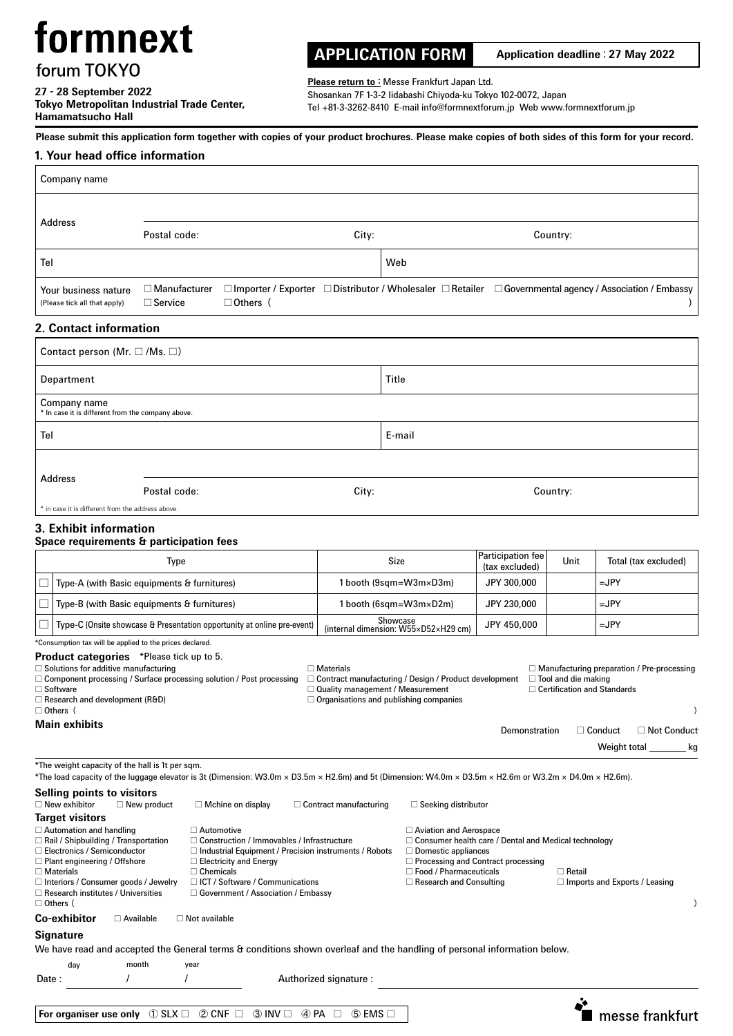# formnext

forum TOKYO

**27 - 28 September 2022**
**Tokyo Metropolitan Industrial Trade Center, Hamamatsucho Hall**

## APPLICATION FORM

**Application deadline : 27 May 2022**

**Please return to :** Messe Frankfurt Japan Ltd.
Shosankan 7F 1-3-2 Iidabashi Chiyoda-ku Tokyo 102-0072, Japan
Tel +81-3-3262-8410 E-mail info@formnextforum.jp Web www.formnextforum.jp

**Please submit this application form together with copies of your product brochures. Please make copies of both sides of this form for your record.**

### 1. Your head office information

| Company name | | | |
|---|---|---|---|
| Address | Postal code: | City: | Country: |
| Tel | | Web | |
| Your business nature (Please tick all that apply) | ☐ Manufacturer ☐ Service | ☐ Importer / Exporter ☐ Distributor / Wholesaler ☐ Retailer ☐ Governmental agency / Association / Embassy ☐ Others ( ) | |

### 2. Contact information

| Contact person (Mr. ☐ /Ms. ☐) | | | |
|---|---|---|---|
| Department | | Title | |
| Company name<br>* In case it is different from the company above. | | | |
| Tel | | E-mail | |
| Address | Postal code: | City: | Country: |

* in case it is different from the address above.

### 3. Exhibit information

**Space requirements & participation fees**

| | Type | Size | Participation fee (tax excluded) | Unit | Total (tax excluded) |
|---|---|---|---|---|---|
| ☐ | Type-A (with Basic equipments & furnitures) | 1 booth (9sqm=W3m×D3m) | JPY 300,000 | | =JPY |
| ☐ | Type-B (with Basic equipments & furnitures) | 1 booth (6sqm=W3m×D2m) | JPY 230,000 | | =JPY |
| ☐ | Type-C (Onsite showcase & Presentation opportunity at online pre-event) | Showcase (internal dimension: W55×D52×H29 cm) | JPY 450,000 | | =JPY |

*Consumption tax will be applied to the prices declared.

**Product categories** *Please tick up to 5.

- ☐ Solutions for additive manufacturing
- ☐ Component processing / Surface processing solution / Post processing
- ☐ Software
- ☐ Research and development (R&D)
- ☐ Materials
- ☐ Contract manufacturing / Design / Product development
- ☐ Quality management / Measurement
- ☐ Organisations and publishing companies
- ☐ Manufacturing preparation / Pre-processing
- ☐ Tool and die making
- ☐ Certification and Standards
- ☐ Others ( )

**Main exhibits**

Demonstration ☐ Conduct ☐ Not Conduct

Weight total ________ kg

*The weight capacity of the hall is 1t per sqm.
*The load capacity of the luggage elevator is 3t (Dimension: W3.0m × D3.5m × H2.6m) and 5t (Dimension: W4.0m × D3.5m × H2.6m or W3.2m × D4.0m × H2.6m).

**Selling points to visitors**

☐ New exhibitor ☐ New product ☐ Mchine on display ☐ Contract manufacturing ☐ Seeking distributor

**Target visitors**

- ☐ Automation and handling
- ☐ Rail / Shipbuilding / Transportation
- ☐ Electronics / Semiconductor
- ☐ Plant engineering / Offshore
- ☐ Materials
- ☐ Interiors / Consumer goods / Jewelry
- ☐ Research institutes / Universities
- ☐ Automotive
- ☐ Construction / Immovables / Infrastructure
- ☐ Industrial Equipment / Precision instruments / Robots
- ☐ Electricity and Energy
- ☐ Chemicals
- ☐ ICT / Software / Communications
- ☐ Government / Association / Embassy
- ☐ Aviation and Aerospace
- ☐ Consumer health care / Dental and Medical technology
- ☐ Domestic appliances
- ☐ Processing and Contract processing
- ☐ Food / Pharmaceuticals
- ☐ Research and Consulting
- ☐ Retail
- ☐ Imports and Exports / Leasing
- ☐ Others ( )

**Co-exhibitor** ☐ Available ☐ Not available

**Signature**

We have read and accepted the General terms & conditions shown overleaf and the handling of personal information below.

Date : day / month / year      Authorized signature :

**For organiser use only** ① SLX ☐ ② CNF ☐ ③ INV ☐ ④ PA ☐ ⑤ EMS ☐

messe frankfurt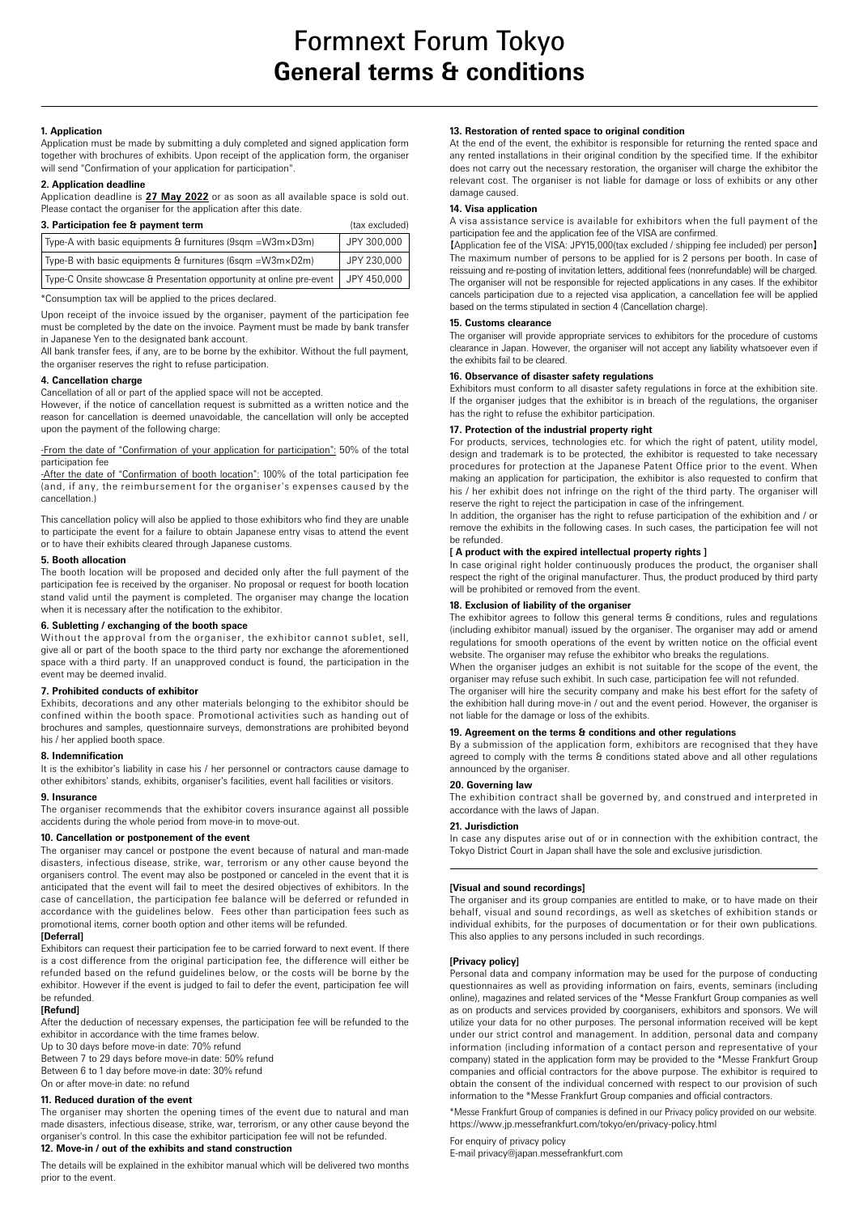# Formnext Forum Tokyo
# General terms & conditions

**1. Application**

Application must be made by submitting a duly completed and signed application form together with brochures of exhibits. Upon receipt of the application form, the organiser will send "Confirmation of your application for participation".

**2. Application deadline**

Application deadline is **27 May 2022** or as soon as all available space is sold out. Please contact the organiser for the application after this date.

**3. Participation fee & payment term** (tax excluded)

| | |
|---|---|
| Type-A with basic equipments & furnitures (9sqm =W3m×D3m) | JPY 300,000 |
| Type-B with basic equipments & furnitures (6sqm =W3m×D2m) | JPY 230,000 |
| Type-C Onsite showcase & Presentation opportunity at online pre-event | JPY 450,000 |

*Consumption tax will be applied to the prices declared.

Upon receipt of the invoice issued by the organiser, payment of the participation fee must be completed by the date on the invoice. Payment must be made by bank transfer in Japanese Yen to the designated bank account.

All bank transfer fees, if any, are to be borne by the exhibitor. Without the full payment, the organiser reserves the right to refuse participation.

**4. Cancellation charge**

Cancellation of all or part of the applied space will not be accepted.

However, if the notice of cancellation request is submitted as a written notice and the reason for cancellation is deemed unavoidable, the cancellation will only be accepted upon the payment of the following charge:

-From the date of "Confirmation of your application for participation": 50% of the total participation fee

-After the date of "Confirmation of booth location": 100% of the total participation fee (and, if any, the reimbursement for the organiser's expenses caused by the cancellation.)

This cancellation policy will also be applied to those exhibitors who find they are unable to participate the event for a failure to obtain Japanese entry visas to attend the event or to have their exhibits cleared through Japanese customs.

**5. Booth allocation**

The booth location will be proposed and decided only after the full payment of the participation fee is received by the organiser. No proposal or request for booth location stand valid until the payment is completed. The organiser may change the location when it is necessary after the notification to the exhibitor.

**6. Subletting / exchanging of the booth space**

Without the approval from the organiser, the exhibitor cannot sublet, sell, give all or part of the booth space to the third party nor exchange the aforementioned space with a third party. If an unapproved conduct is found, the participation in the event may be deemed invalid.

**7. Prohibited conducts of exhibitor**

Exhibits, decorations and any other materials belonging to the exhibitor should be confined within the booth space. Promotional activities such as handing out of brochures and samples, questionnaire surveys, demonstrations are prohibited beyond his / her applied booth space.

**8. Indemnification**

It is the exhibitor's liability in case his / her personnel or contractors cause damage to other exhibitors' stands, exhibits, organiser's facilities, event hall facilities or visitors.

**9. Insurance**

The organiser recommends that the exhibitor covers insurance against all possible accidents during the whole period from move-in to move-out.

**10. Cancellation or postponement of the event**

The organiser may cancel or postpone the event because of natural and man-made disasters, infectious disease, strike, war, terrorism or any other cause beyond the organisers control. The event may also be postponed or canceled in the event that it is anticipated that the event will fail to meet the desired objectives of exhibitors. In the case of cancellation, the participation fee balance will be deferred or refunded in accordance with the guidelines below. Fees other than participation fees such as promotional items, corner booth option and other items will be refunded.

**[Deferral]**

Exhibitors can request their participation fee to be carried forward to next event. If there is a cost difference from the original participation fee, the difference will either be refunded based on the refund guidelines below, or the costs will be borne by the exhibitor. However if the event is judged to fail to defer the event, participation fee will be refunded.

**[Refund]**

After the deduction of necessary expenses, the participation fee will be refunded to the exhibitor in accordance with the time frames below.

Up to 30 days before move-in date: 70% refund
Between 7 to 29 days before move-in date: 50% refund
Between 6 to 1 day before move-in date: 30% refund
On or after move-in date: no refund

**11. Reduced duration of the event**

The organiser may shorten the opening times of the event due to natural and man made disasters, infectious disease, strike, war, terrorism, or any other cause beyond the organiser's control. In this case the exhibitor participation fee will not be refunded.

**12. Move-in / out of the exhibits and stand construction**

The details will be explained in the exhibitor manual which will be delivered two months prior to the event.

**13. Restoration of rented space to original condition**

At the end of the event, the exhibitor is responsible for returning the rented space and any rented installations in their original condition by the specified time. If the exhibitor does not carry out the necessary restoration, the organiser will charge the exhibitor the relevant cost. The organiser is not liable for damage or loss of exhibits or any other damage caused.

**14. Visa application**

A visa assistance service is available for exhibitors when the full payment of the participation fee and the application fee of the VISA are confirmed.

【Application fee of the VISA: JPY15,000(tax excluded / shipping fee included) per person】
The maximum number of persons to be applied for is 2 persons per booth. In case of reissuing and re-posting of invitation letters, additional fees (nonrefundable) will be charged. The organiser will not be responsible for rejected applications in any cases. If the exhibitor cancels participation due to a rejected visa application, a cancellation fee will be applied based on the terms stipulated in section 4 (Cancellation charge).

**15. Customs clearance**

The organiser will provide appropriate services to exhibitors for the procedure of customs clearance in Japan. However, the organiser will not accept any liability whatsoever even if the exhibits fail to be cleared.

**16. Observance of disaster safety regulations**

Exhibitors must conform to all disaster safety regulations in force at the exhibition site. If the organiser judges that the exhibitor is in breach of the regulations, the organiser has the right to refuse the exhibitor participation.

**17. Protection of the industrial property right**

For products, services, technologies etc. for which the right of patent, utility model, design and trademark is to be protected, the exhibitor is requested to take necessary procedures for protection at the Japanese Patent Office prior to the event. When making an application for participation, the exhibitor is also requested to confirm that his / her exhibit does not infringe on the right of the third party. The organiser will reserve the right to reject the participation in case of the infringement.

In addition, the organiser has the right to refuse participation of the exhibition and / or remove the exhibits in the following cases. In such cases, the participation fee will not be refunded.

**[ A product with the expired intellectual property rights ]**

In case original right holder continuously produces the product, the organiser shall respect the right of the original manufacturer. Thus, the product produced by third party will be prohibited or removed from the event.

**18. Exclusion of liability of the organiser**

The exhibitor agrees to follow this general terms & conditions, rules and regulations (including exhibitor manual) issued by the organiser. The organiser may add or amend regulations for smooth operations of the event by written notice on the official event website. The organiser may refuse the exhibitor who breaks the regulations.

When the organiser judges an exhibit is not suitable for the scope of the event, the organiser may refuse such exhibit. In such case, participation fee will not refunded.

The organiser will hire the security company and make his best effort for the safety of the exhibition hall during move-in / out and the event period. However, the organiser is not liable for the damage or loss of the exhibits.

**19. Agreement on the terms & conditions and other regulations**

By a submission of the application form, exhibitors are recognised that they have agreed to comply with the terms & conditions stated above and all other regulations announced by the organiser.

**20. Governing law**

The exhibition contract shall be governed by, and construed and interpreted in accordance with the laws of Japan.

**21. Jurisdiction**

In case any disputes arise out of or in connection with the exhibition contract, the Tokyo District Court in Japan shall have the sole and exclusive jurisdiction.

**[Visual and sound recordings]**

The organiser and its group companies are entitled to make, or to have made on their behalf, visual and sound recordings, as well as sketches of exhibition stands or individual exhibits, for the purposes of documentation or for their own publications. This also applies to any persons included in such recordings.

**[Privacy policy]**

Personal data and company information may be used for the purpose of conducting questionnaires as well as providing information on fairs, events, seminars (including online), magazines and related services of the *Messe Frankfurt Group companies as well as on products and services provided by coorganisers, exhibitors and sponsors. We will utilize your data for no other purposes. The personal information received will be kept under our strict control and management. In addition, personal data and company information (including information of a contact person and representative of your company) stated in the application form may be provided to the *Messe Frankfurt Group companies and official contractors for the above purpose. The exhibitor is required to obtain the consent of the individual concerned with respect to our provision of such information to the *Messe Frankfurt Group companies and official contractors.

*Messe Frankfurt Group of companies is defined in our Privacy policy provided on our website.
https://www.jp.messefrankfurt.com/tokyo/en/privacy-policy.html

For enquiry of privacy policy
E-mail privacy@japan.messefrankfurt.com